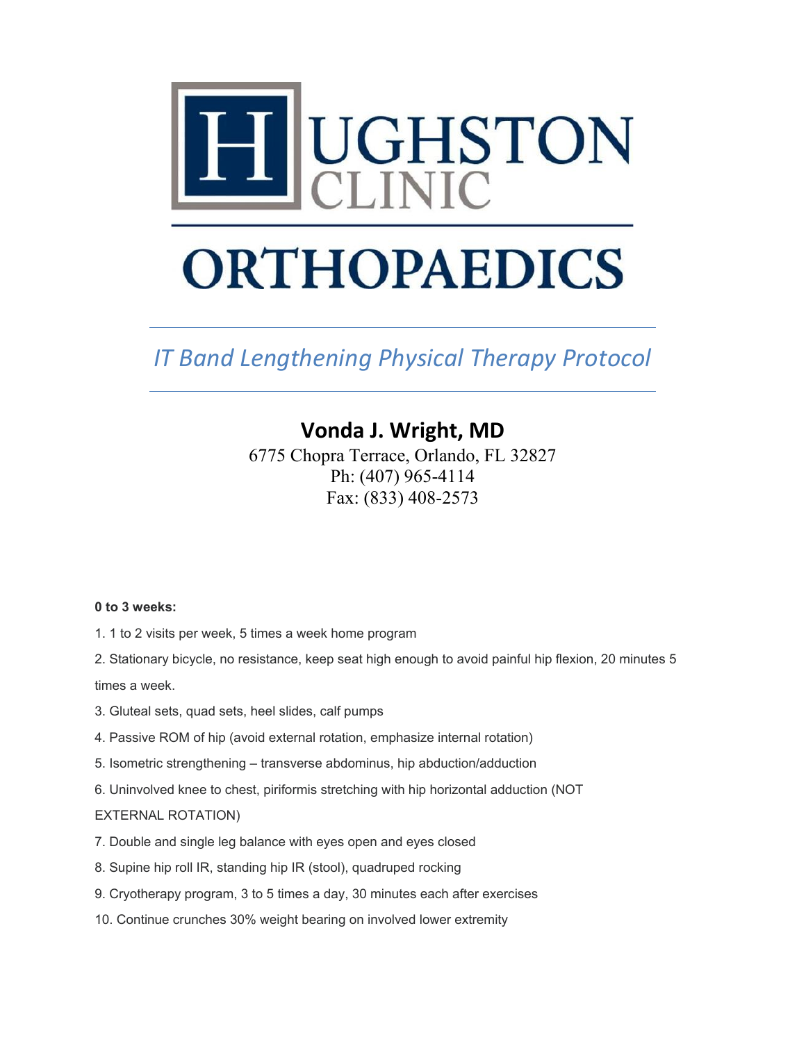# HUGHSTON CLINIC ORTHOPAEDICS

*IT Band Lengthening Physical Therapy Protocol*

## Vonda J. Wright, MD

6775 Chopra Terrace, Orlando, FL 32827
Ph: (407) 965-4114
Fax: (833) 408-2573

**0 to 3 weeks:**

1. 1 to 2 visits per week, 5 times a week home program
2. Stationary bicycle, no resistance, keep seat high enough to avoid painful hip flexion, 20 minutes 5 times a week.
3. Gluteal sets, quad sets, heel slides, calf pumps
4. Passive ROM of hip (avoid external rotation, emphasize internal rotation)
5. Isometric strengthening – transverse abdominus, hip abduction/adduction
6. Uninvolved knee to chest, piriformis stretching with hip horizontal adduction (NOT EXTERNAL ROTATION)
7. Double and single leg balance with eyes open and eyes closed
8. Supine hip roll IR, standing hip IR (stool), quadruped rocking
9. Cryotherapy program, 3 to 5 times a day, 30 minutes each after exercises
10. Continue crunches 30% weight bearing on involved lower extremity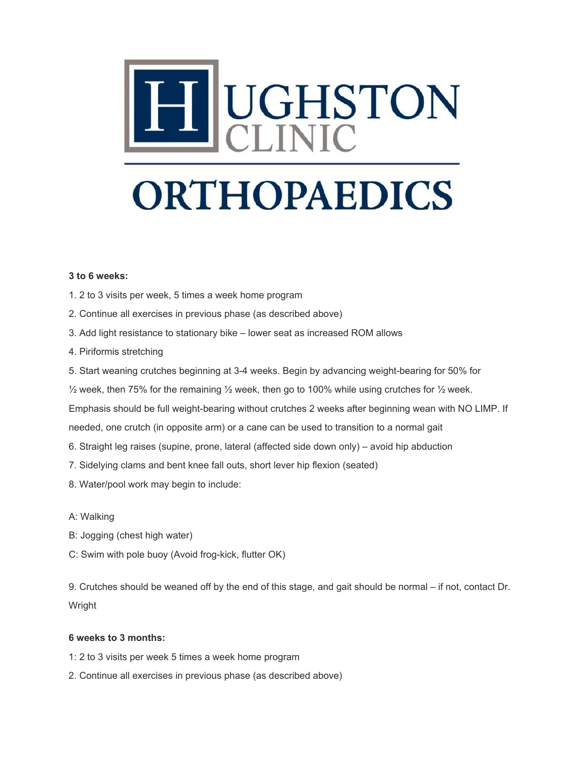# HUGHSTON CLINIC

# ORTHOPAEDICS

**3 to 6 weeks:**

1. 2 to 3 visits per week, 5 times a week home program
2. Continue all exercises in previous phase (as described above)
3. Add light resistance to stationary bike – lower seat as increased ROM allows
4. Piriformis stretching
5. Start weaning crutches beginning at 3-4 weeks. Begin by advancing weight-bearing for 50% for ½ week, then 75% for the remaining ½ week, then go to 100% while using crutches for ½ week. Emphasis should be full weight-bearing without crutches 2 weeks after beginning wean with NO LIMP. If needed, one crutch (in opposite arm) or a cane can be used to transition to a normal gait
6. Straight leg raises (supine, prone, lateral (affected side down only) – avoid hip abduction
7. Sidelying clams and bent knee fall outs, short lever hip flexion (seated)
8. Water/pool work may begin to include:

A: Walking

B: Jogging (chest high water)

C: Swim with pole buoy (Avoid frog-kick, flutter OK)

9. Crutches should be weaned off by the end of this stage, and gait should be normal – if not, contact Dr. Wright

**6 weeks to 3 months:**

1: 2 to 3 visits per week 5 times a week home program

2. Continue all exercises in previous phase (as described above)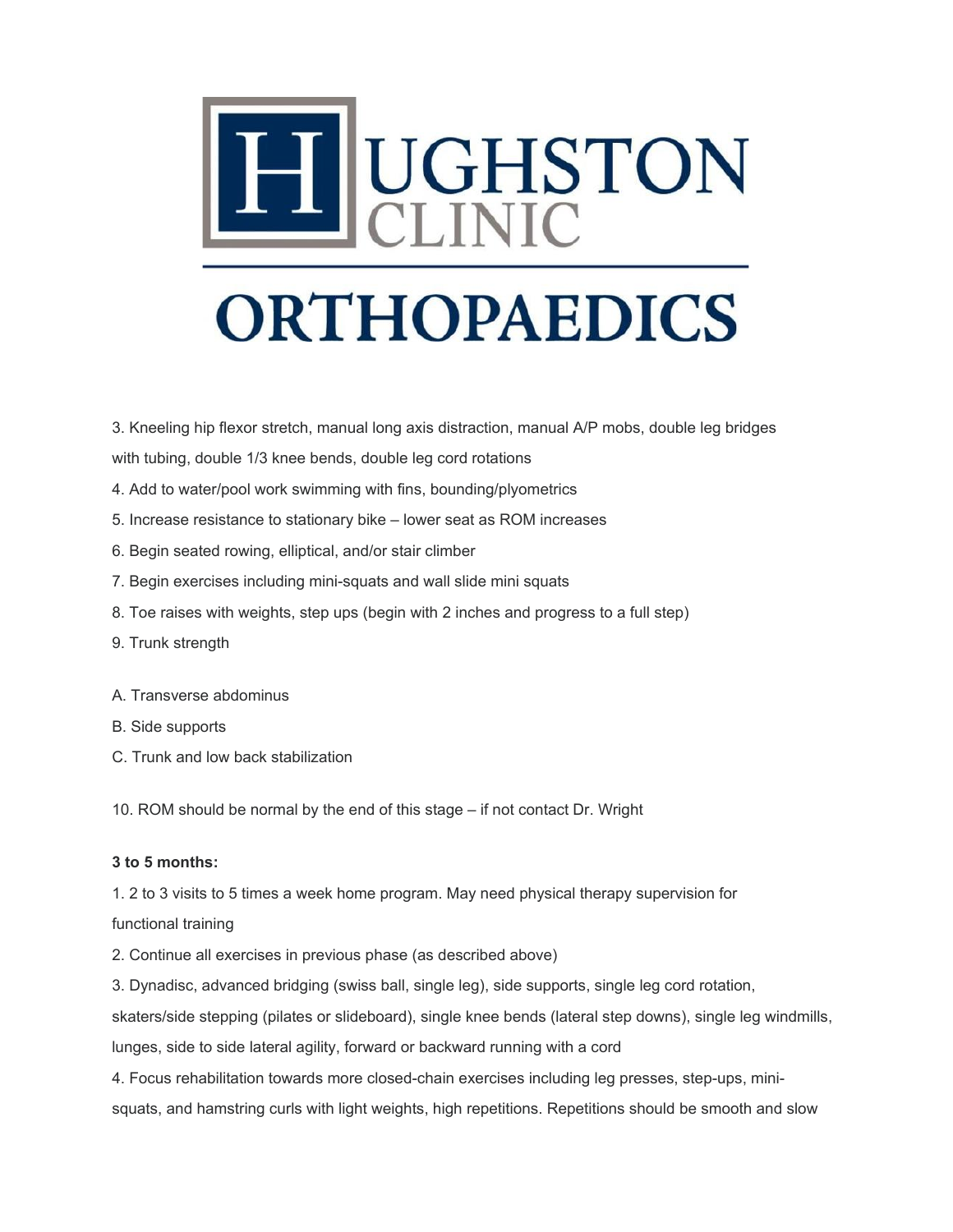3. Kneeling hip flexor stretch, manual long axis distraction, manual A/P mobs, double leg bridges with tubing, double 1/3 knee bends, double leg cord rotations
4. Add to water/pool work swimming with fins, bounding/plyometrics
5. Increase resistance to stationary bike – lower seat as ROM increases
6. Begin seated rowing, elliptical, and/or stair climber
7. Begin exercises including mini-squats and wall slide mini squats
8. Toe raises with weights, step ups (begin with 2 inches and progress to a full step)
9. Trunk strength

A. Transverse abdominus
B. Side supports
C. Trunk and low back stabilization

10. ROM should be normal by the end of this stage – if not contact Dr. Wright

**3 to 5 months:**

1. 2 to 3 visits to 5 times a week home program. May need physical therapy supervision for functional training
2. Continue all exercises in previous phase (as described above)
3. Dynadisc, advanced bridging (swiss ball, single leg), side supports, single leg cord rotation, skaters/side stepping (pilates or slideboard), single knee bends (lateral step downs), single leg windmills, lunges, side to side lateral agility, forward or backward running with a cord
4. Focus rehabilitation towards more closed-chain exercises including leg presses, step-ups, mini-squats, and hamstring curls with light weights, high repetitions. Repetitions should be smooth and slow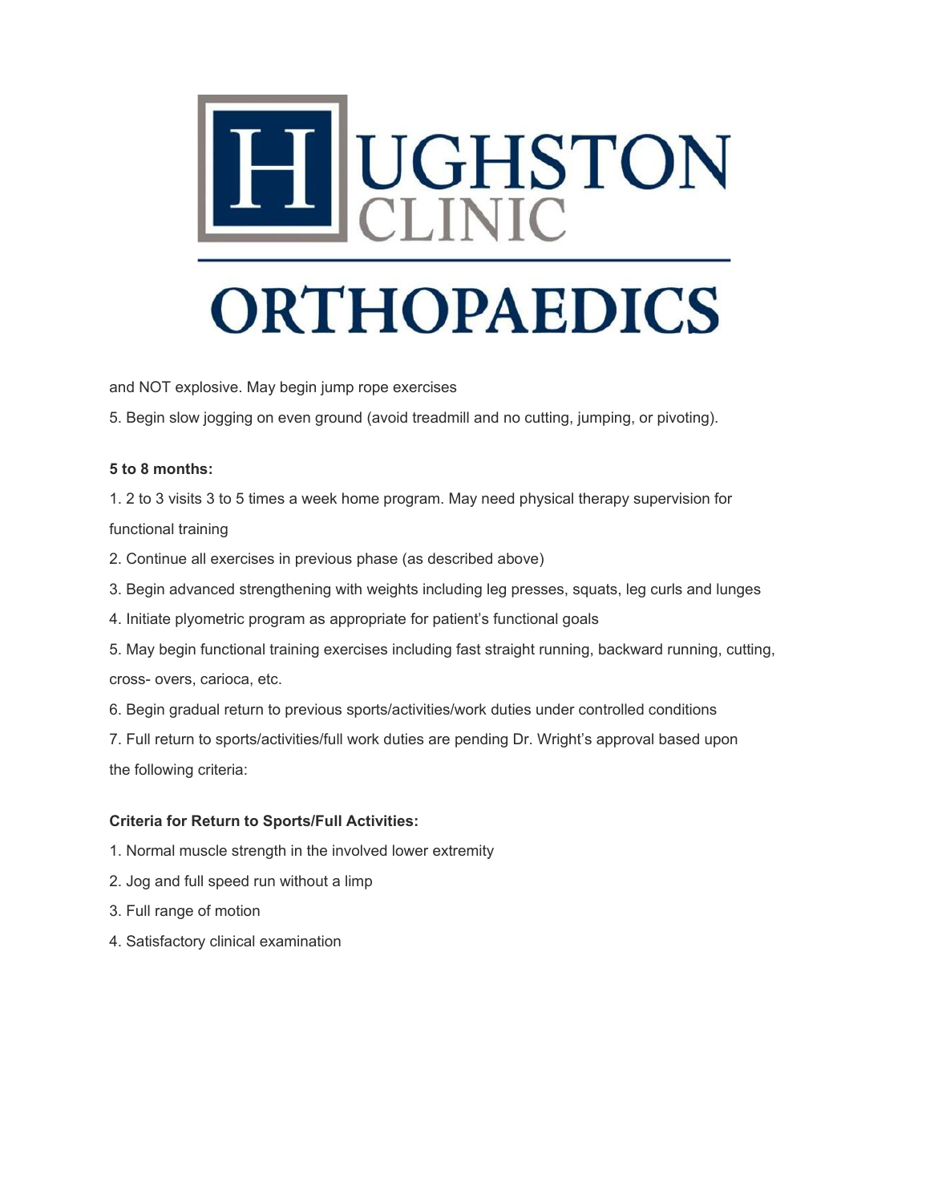and NOT explosive. May begin jump rope exercises

5. Begin slow jogging on even ground (avoid treadmill and no cutting, jumping, or pivoting).

**5 to 8 months:**

1. 2 to 3 visits 3 to 5 times a week home program. May need physical therapy supervision for functional training
2. Continue all exercises in previous phase (as described above)
3. Begin advanced strengthening with weights including leg presses, squats, leg curls and lunges
4. Initiate plyometric program as appropriate for patient's functional goals
5. May begin functional training exercises including fast straight running, backward running, cutting, cross- overs, carioca, etc.
6. Begin gradual return to previous sports/activities/work duties under controlled conditions
7. Full return to sports/activities/full work duties are pending Dr. Wright's approval based upon the following criteria:

**Criteria for Return to Sports/Full Activities:**

1. Normal muscle strength in the involved lower extremity
2. Jog and full speed run without a limp
3. Full range of motion
4. Satisfactory clinical examination